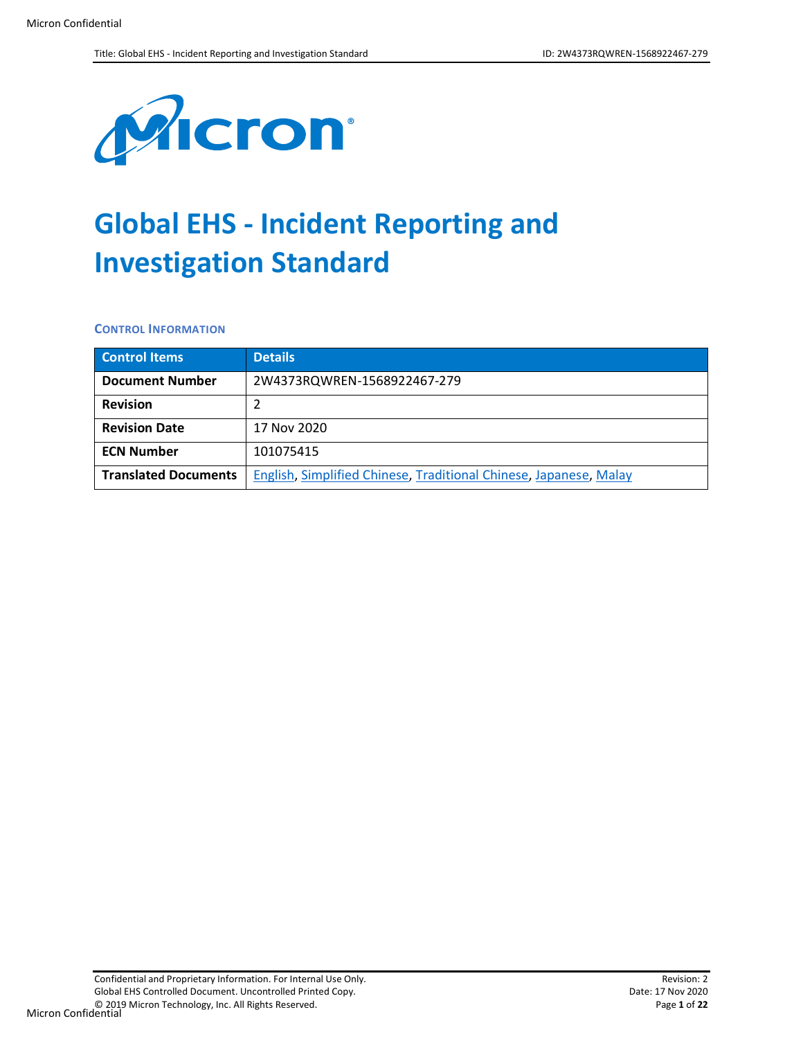# Global EHS - Incident Reporting and Investigation Standard

### CONTROL INFORMATION

| Control Items | Details |
|---|---|
| **Document Number** | 2W4373RQWREN-1568922467-279 |
| **Revision** | 2 |
| **Revision Date** | 17 Nov 2020 |
| **ECN Number** | 101075415 |
| **Translated Documents** | English, Simplified Chinese, Traditional Chinese, Japanese, Malay |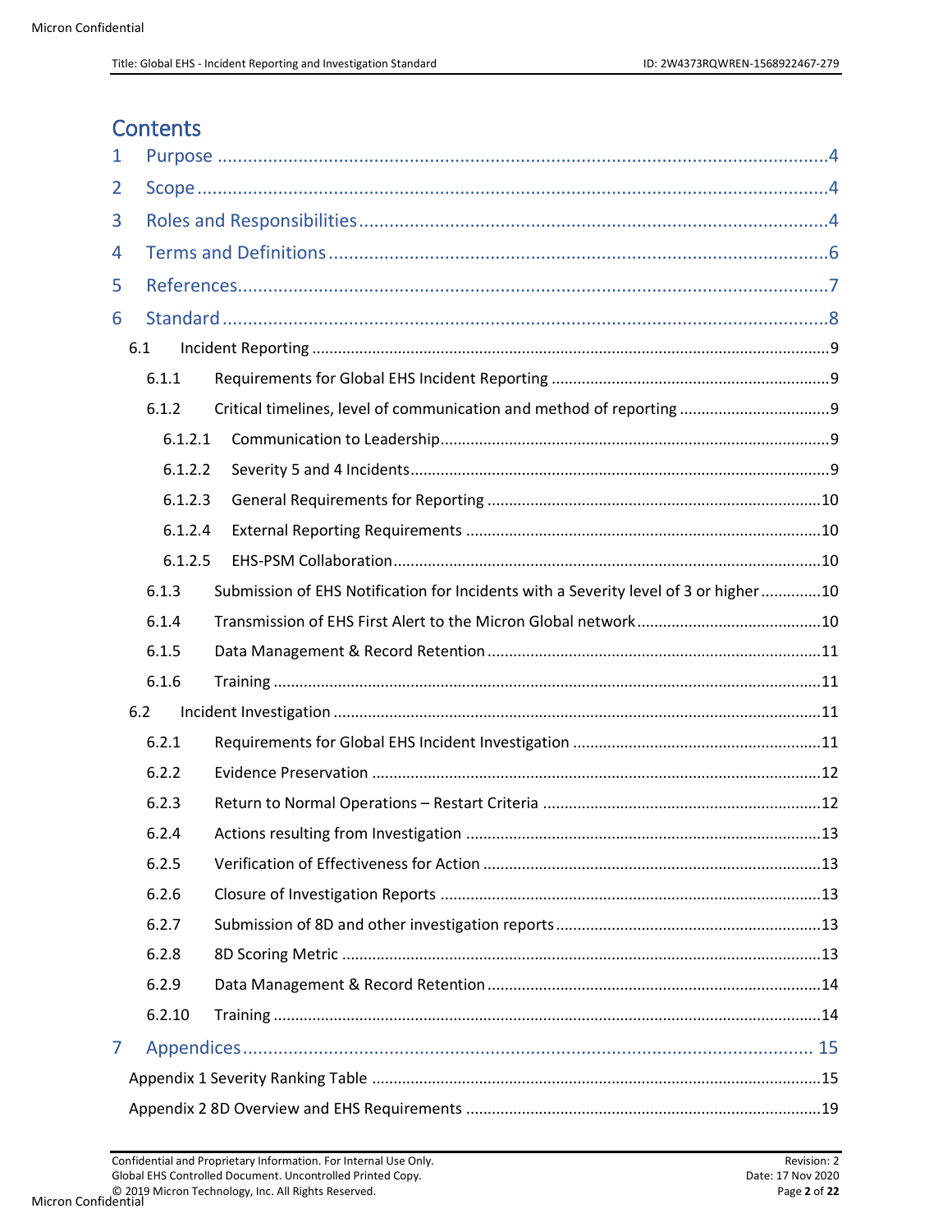# Contents

1 Purpose ....................................................................................................................4

2 Scope .......................................................................................................................4

3 Roles and Responsibilities.......................................................................................4

4 Terms and Definitions .............................................................................................6

5 References...............................................................................................................7

6 Standard ..................................................................................................................8

6.1 Incident Reporting .................................................................................................9

6.1.1 Requirements for Global EHS Incident Reporting .............................................9

6.1.2 Critical timelines, level of communication and method of reporting .................9

6.1.2.1 Communication to Leadership........................................................................9

6.1.2.2 Severity 5 and 4 Incidents...............................................................................9

6.1.2.3 General Requirements for Reporting ............................................................10

6.1.2.4 External Reporting Requirements .................................................................10

6.1.2.5 EHS-PSM Collaboration.................................................................................10

6.1.3 Submission of EHS Notification for Incidents with a Severity level of 3 or higher .............10

6.1.4 Transmission of EHS First Alert to the Micron Global network ..........................10

6.1.5 Data Management & Record Retention ............................................................11

6.1.6 Training ..............................................................................................................11

6.2 Incident Investigation ...........................................................................................11

6.2.1 Requirements for Global EHS Incident Investigation .........................................11

6.2.2 Evidence Preservation ........................................................................................12

6.2.3 Return to Normal Operations – Restart Criteria ................................................12

6.2.4 Actions resulting from Investigation .................................................................13

6.2.5 Verification of Effectiveness for Action .............................................................13

6.2.6 Closure of Investigation Reports .......................................................................13

6.2.7 Submission of 8D and other investigation reports.............................................13

6.2.8 8D Scoring Metric ..............................................................................................13

6.2.9 Data Management & Record Retention ............................................................14

6.2.10 Training ............................................................................................................14

7 Appendices ............................................................................................................. 15

Appendix 1 Severity Ranking Table .............................................................................15

Appendix 2 8D Overview and EHS Requirements ........................................................19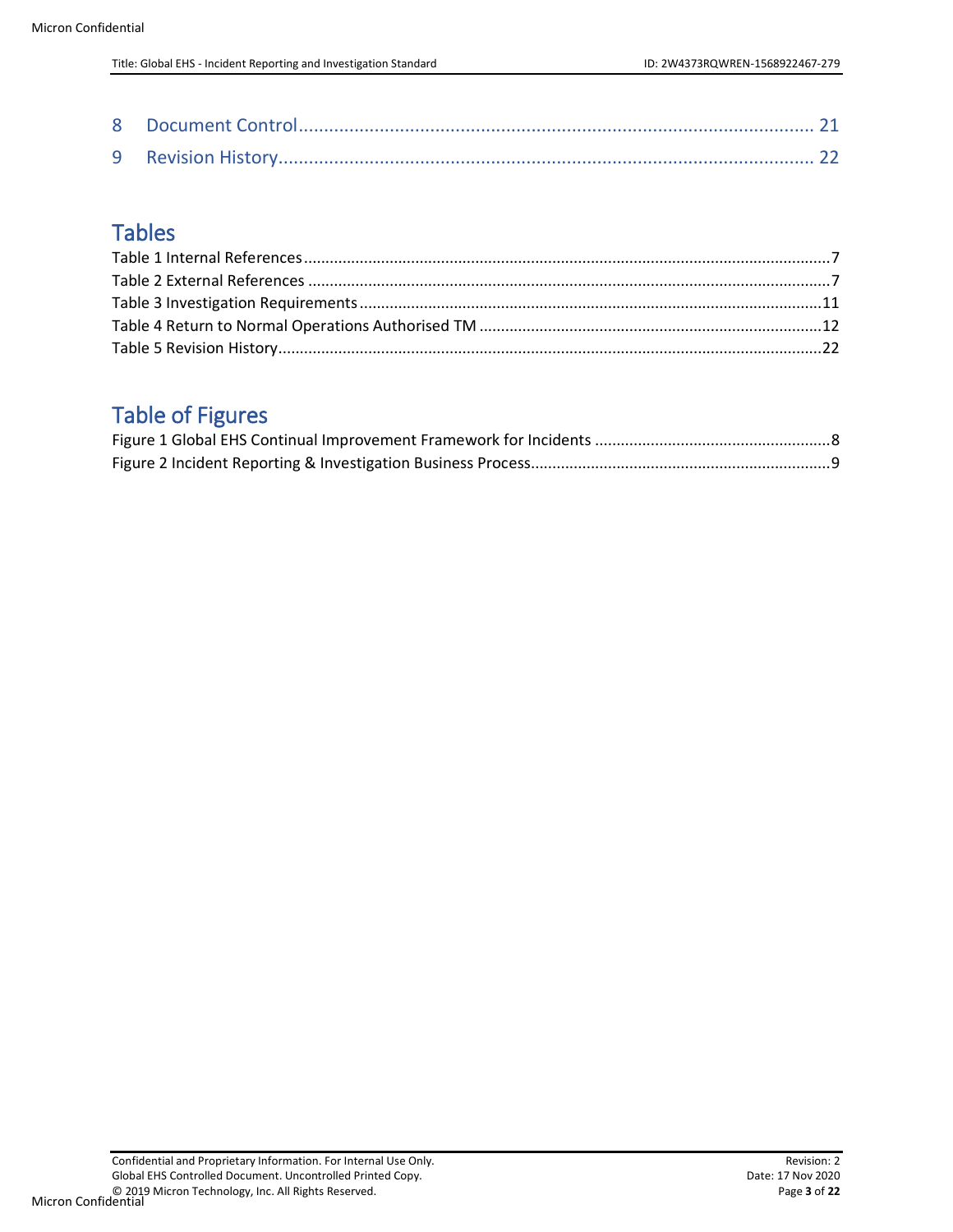8 Document Control ........................................................................................................ 21

9 Revision History............................................................................................................ 22

## Tables

Table 1 Internal References ..........................................................................................................7

Table 2 External References .........................................................................................................7

Table 3 Investigation Requirements ...........................................................................................11

Table 4 Return to Normal Operations Authorised TM ...............................................................12

Table 5 Revision History...............................................................................................................22

## Table of Figures

Figure 1 Global EHS Continual Improvement Framework for Incidents .......................................................8

Figure 2 Incident Reporting & Investigation Business Process.....................................................................9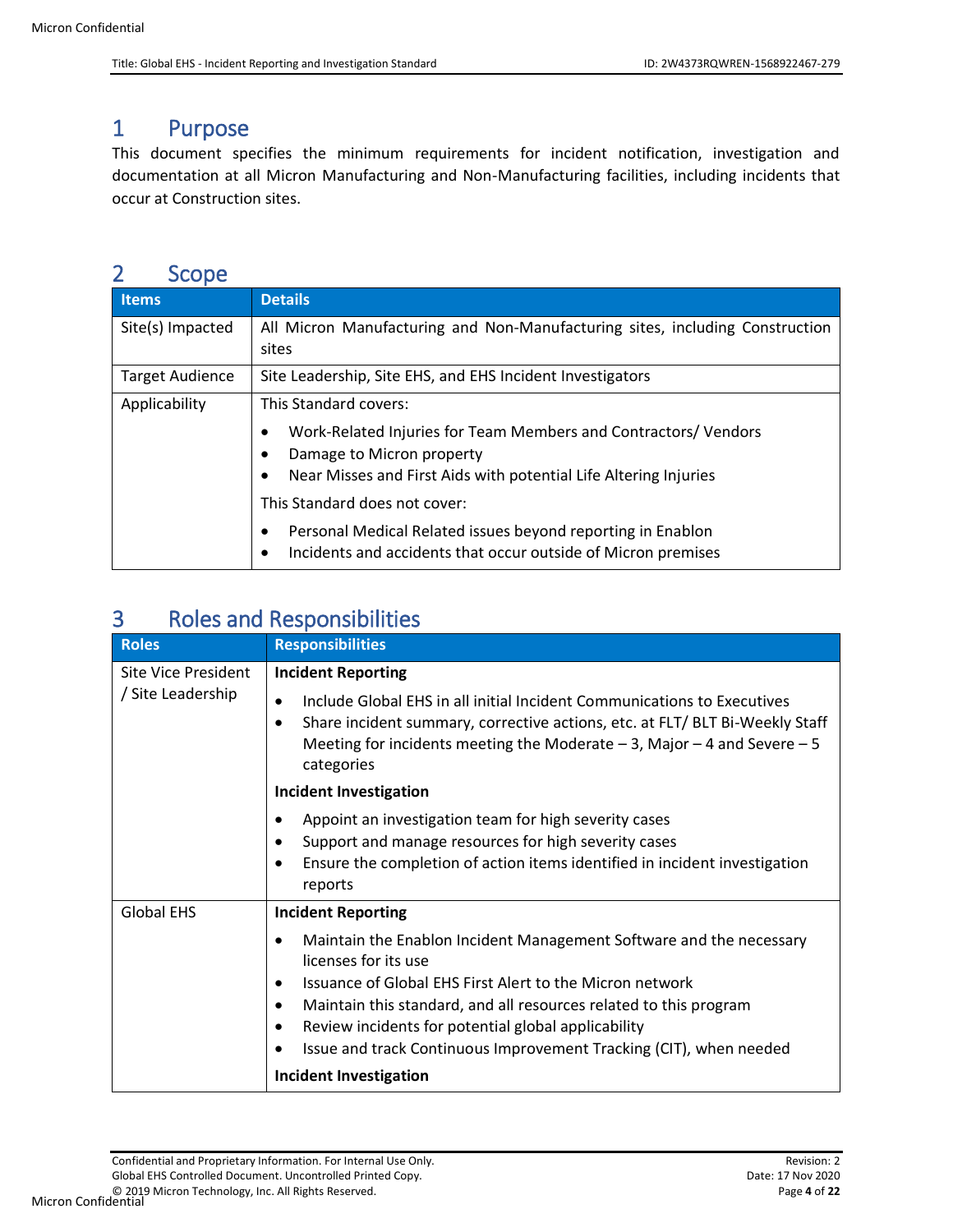# 1 Purpose

This document specifies the minimum requirements for incident notification, investigation and documentation at all Micron Manufacturing and Non-Manufacturing facilities, including incidents that occur at Construction sites.

# 2 Scope

| Items | Details |
| --- | --- |
| Site(s) Impacted | All Micron Manufacturing and Non-Manufacturing sites, including Construction sites |
| Target Audience | Site Leadership, Site EHS, and EHS Incident Investigators |
| Applicability | This Standard covers:<br>• Work-Related Injuries for Team Members and Contractors/ Vendors<br>• Damage to Micron property<br>• Near Misses and First Aids with potential Life Altering Injuries<br>This Standard does not cover:<br>• Personal Medical Related issues beyond reporting in Enablon<br>• Incidents and accidents that occur outside of Micron premises |

# 3 Roles and Responsibilities

| Roles | Responsibilities |
| --- | --- |
| Site Vice President / Site Leadership | **Incident Reporting**<br>• Include Global EHS in all initial Incident Communications to Executives<br>• Share incident summary, corrective actions, etc. at FLT/ BLT Bi-Weekly Staff Meeting for incidents meeting the Moderate – 3, Major – 4 and Severe – 5 categories<br>**Incident Investigation**<br>• Appoint an investigation team for high severity cases<br>• Support and manage resources for high severity cases<br>• Ensure the completion of action items identified in incident investigation reports |
| Global EHS | **Incident Reporting**<br>• Maintain the Enablon Incident Management Software and the necessary licenses for its use<br>• Issuance of Global EHS First Alert to the Micron network<br>• Maintain this standard, and all resources related to this program<br>• Review incidents for potential global applicability<br>• Issue and track Continuous Improvement Tracking (CIT), when needed<br>**Incident Investigation** |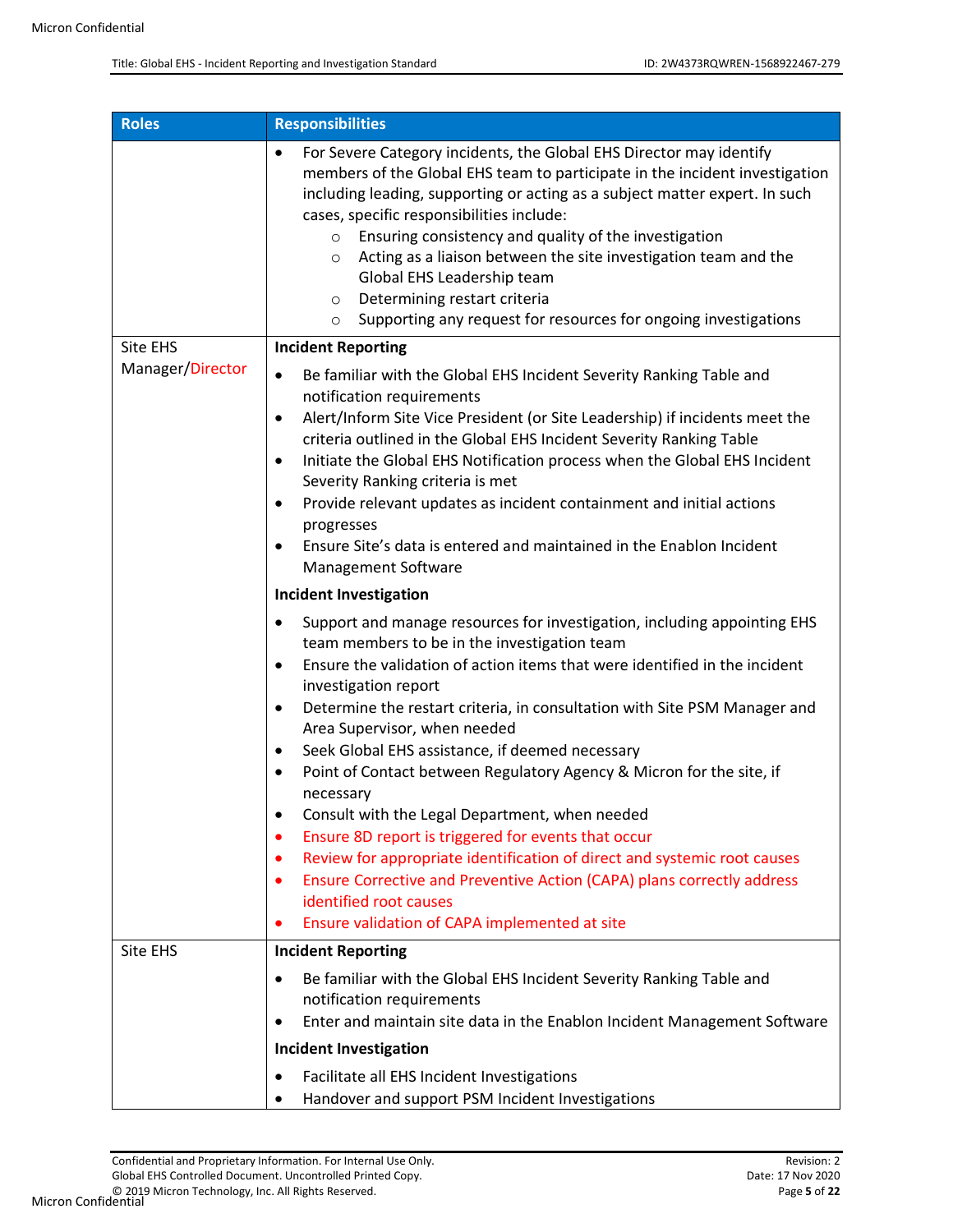| Roles | Responsibilities |
|---|---|
| | • For Severe Category incidents, the Global EHS Director may identify members of the Global EHS team to participate in the incident investigation including leading, supporting or acting as a subject matter expert. In such cases, specific responsibilities include:<br>○ Ensuring consistency and quality of the investigation<br>○ Acting as a liaison between the site investigation team and the Global EHS Leadership team<br>○ Determining restart criteria<br>○ Supporting any request for resources for ongoing investigations |
| Site EHS Manager/Director | **Incident Reporting**<br>• Be familiar with the Global EHS Incident Severity Ranking Table and notification requirements<br>• Alert/Inform Site Vice President (or Site Leadership) if incidents meet the criteria outlined in the Global EHS Incident Severity Ranking Table<br>• Initiate the Global EHS Notification process when the Global EHS Incident Severity Ranking criteria is met<br>• Provide relevant updates as incident containment and initial actions progresses<br>• Ensure Site's data is entered and maintained in the Enablon Incident Management Software<br>**Incident Investigation**<br>• Support and manage resources for investigation, including appointing EHS team members to be in the investigation team<br>• Ensure the validation of action items that were identified in the incident investigation report<br>• Determine the restart criteria, in consultation with Site PSM Manager and Area Supervisor, when needed<br>• Seek Global EHS assistance, if deemed necessary<br>• Point of Contact between Regulatory Agency & Micron for the site, if necessary<br>• Consult with the Legal Department, when needed<br>• Ensure 8D report is triggered for events that occur<br>• Review for appropriate identification of direct and systemic root causes<br>• Ensure Corrective and Preventive Action (CAPA) plans correctly address identified root causes<br>• Ensure validation of CAPA implemented at site |
| Site EHS | **Incident Reporting**<br>• Be familiar with the Global EHS Incident Severity Ranking Table and notification requirements<br>• Enter and maintain site data in the Enablon Incident Management Software<br>**Incident Investigation**<br>• Facilitate all EHS Incident Investigations<br>• Handover and support PSM Incident Investigations |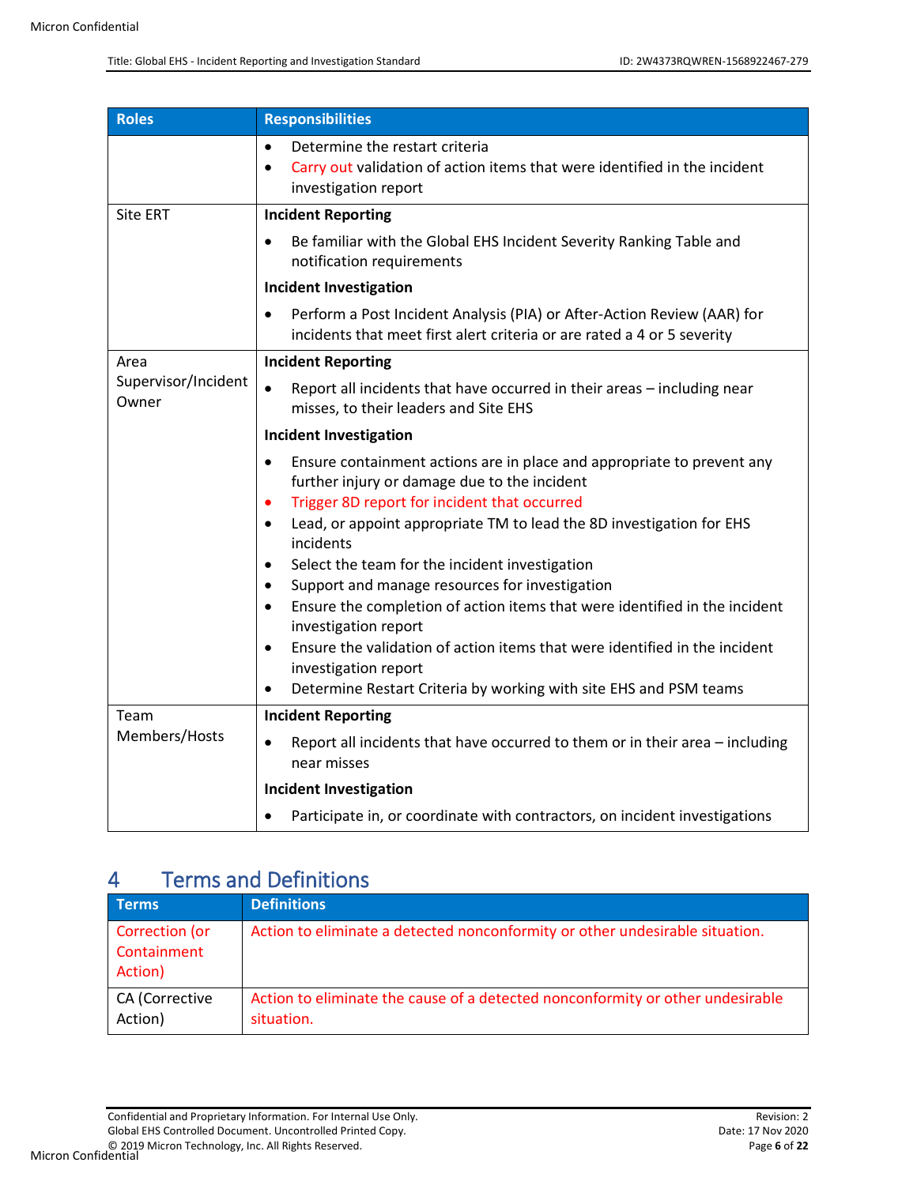| Roles | Responsibilities |
| --- | --- |
| | • Determine the restart criteria<br>• Carry out validation of action items that were identified in the incident investigation report |
| Site ERT | **Incident Reporting**<br>• Be familiar with the Global EHS Incident Severity Ranking Table and notification requirements<br>**Incident Investigation**<br>• Perform a Post Incident Analysis (PIA) or After-Action Review (AAR) for incidents that meet first alert criteria or are rated a 4 or 5 severity |
| Area Supervisor/Incident Owner | **Incident Reporting**<br>• Report all incidents that have occurred in their areas – including near misses, to their leaders and Site EHS<br>**Incident Investigation**<br>• Ensure containment actions are in place and appropriate to prevent any further injury or damage due to the incident<br>• Trigger 8D report for incident that occurred<br>• Lead, or appoint appropriate TM to lead the 8D investigation for EHS incidents<br>• Select the team for the incident investigation<br>• Support and manage resources for investigation<br>• Ensure the completion of action items that were identified in the incident investigation report<br>• Ensure the validation of action items that were identified in the incident investigation report<br>• Determine Restart Criteria by working with site EHS and PSM teams |
| Team Members/Hosts | **Incident Reporting**<br>• Report all incidents that have occurred to them or in their area – including near misses<br>**Incident Investigation**<br>• Participate in, or coordinate with contractors, on incident investigations |

# 4 Terms and Definitions

| Terms | Definitions |
| --- | --- |
| Correction (or Containment Action) | Action to eliminate a detected nonconformity or other undesirable situation. |
| CA (Corrective Action) | Action to eliminate the cause of a detected nonconformity or other undesirable situation. |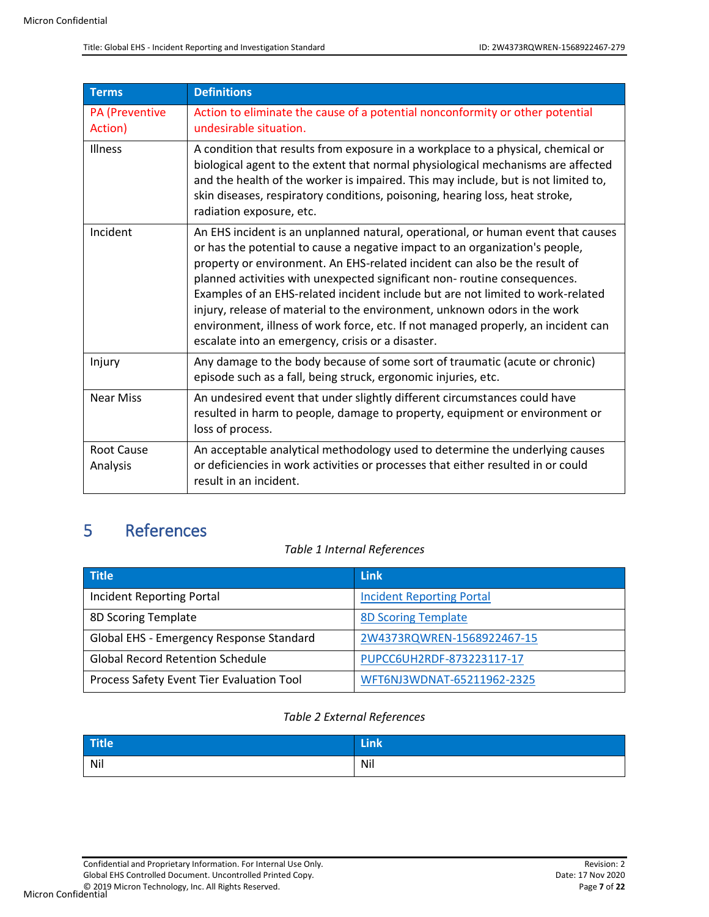| Terms | Definitions |
| --- | --- |
| PA (Preventive Action) | Action to eliminate the cause of a potential nonconformity or other potential undesirable situation. |
| Illness | A condition that results from exposure in a workplace to a physical, chemical or biological agent to the extent that normal physiological mechanisms are affected and the health of the worker is impaired. This may include, but is not limited to, skin diseases, respiratory conditions, poisoning, hearing loss, heat stroke, radiation exposure, etc. |
| Incident | An EHS incident is an unplanned natural, operational, or human event that causes or has the potential to cause a negative impact to an organization's people, property or environment. An EHS-related incident can also be the result of planned activities with unexpected significant non- routine consequences. Examples of an EHS-related incident include but are not limited to work-related injury, release of material to the environment, unknown odors in the work environment, illness of work force, etc. If not managed properly, an incident can escalate into an emergency, crisis or a disaster. |
| Injury | Any damage to the body because of some sort of traumatic (acute or chronic) episode such as a fall, being struck, ergonomic injuries, etc. |
| Near Miss | An undesired event that under slightly different circumstances could have resulted in harm to people, damage to property, equipment or environment or loss of process. |
| Root Cause Analysis | An acceptable analytical methodology used to determine the underlying causes or deficiencies in work activities or processes that either resulted in or could result in an incident. |

# 5 References

*Table 1 Internal References*

| Title | Link |
| --- | --- |
| Incident Reporting Portal | Incident Reporting Portal |
| 8D Scoring Template | 8D Scoring Template |
| Global EHS - Emergency Response Standard | 2W4373RQWREN-1568922467-15 |
| Global Record Retention Schedule | PUPCC6UH2RDF-873223117-17 |
| Process Safety Event Tier Evaluation Tool | WFT6NJ3WDNAT-65211962-2325 |

*Table 2 External References*

| Title | Link |
| --- | --- |
| Nil | Nil |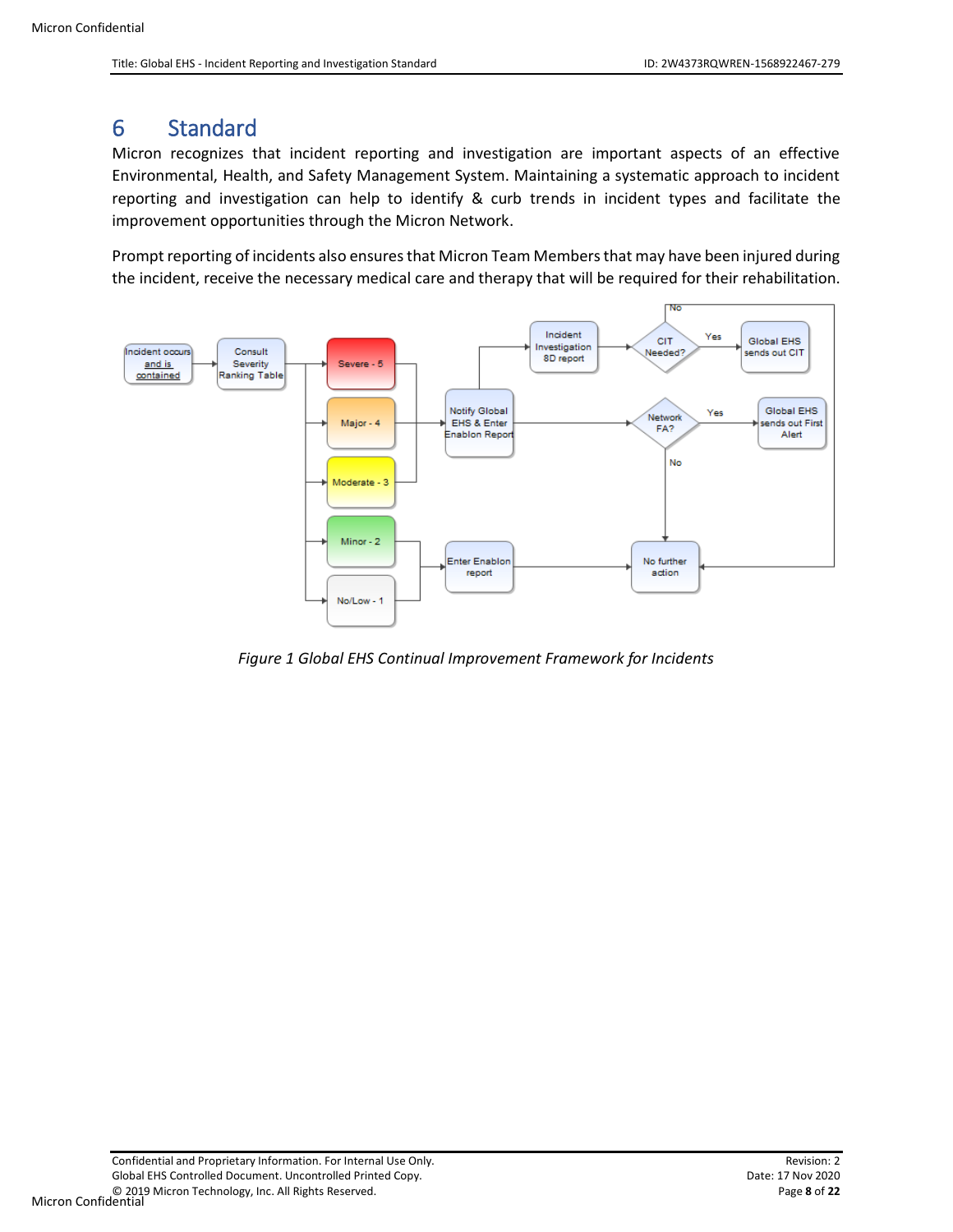# 6 Standard

Micron recognizes that incident reporting and investigation are important aspects of an effective Environmental, Health, and Safety Management System. Maintaining a systematic approach to incident reporting and investigation can help to identify & curb trends in incident types and facilitate the improvement opportunities through the Micron Network.

Prompt reporting of incidents also ensures that Micron Team Members that may have been injured during the incident, receive the necessary medical care and therapy that will be required for their rehabilitation.

Incident occurs and is contained
Consult Severity Ranking Table
Severe - 5
Major - 4
Moderate - 3
Minor - 2
No/Low - 1
Notify Global EHS & Enter Enablon Report
Enter Enablon report
Incident Investigation 8D report
CIT Needed?
Yes
No
Global EHS sends out CIT
Network FA?
Yes
No
Global EHS sends out First Alert
No further action

*Figure 1 Global EHS Continual Improvement Framework for Incidents*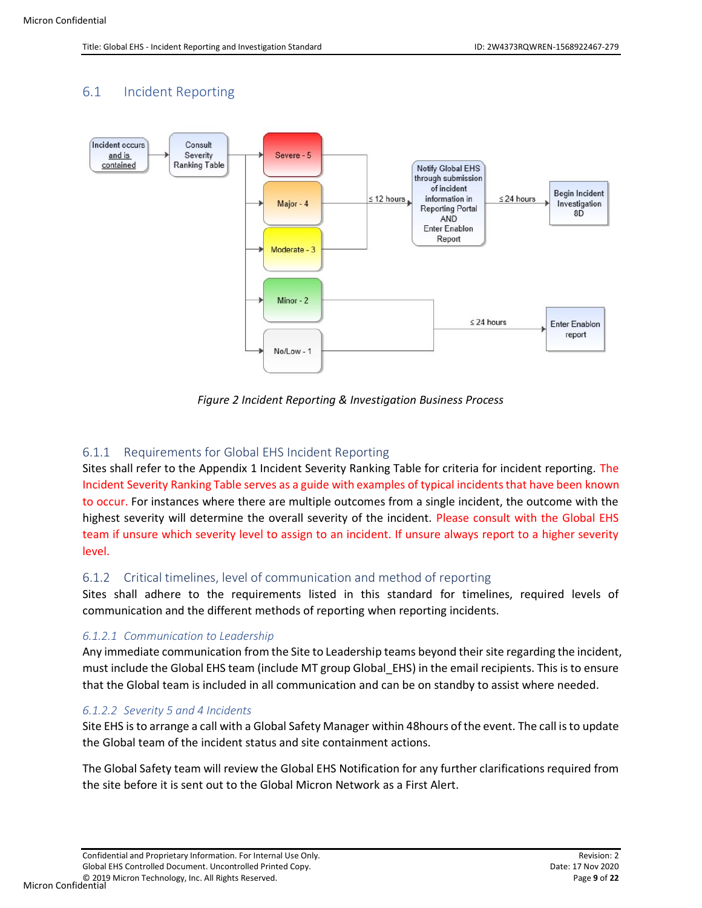## 6.1 Incident Reporting

Incident occurs and is contained

Consult Severity Ranking Table

Severe - 5

Major - 4

Moderate - 3

Minor - 2

No/Low - 1

≤ 12 hours

Notify Global EHS through submission of incident information in Reporting Portal AND Enter Enablon Report

≤ 24 hours

Begin Incident Investigation 8D

≤ 24 hours

Enter Enablon report

*Figure 2 Incident Reporting & Investigation Business Process*

### 6.1.1 Requirements for Global EHS Incident Reporting

Sites shall refer to the Appendix 1 Incident Severity Ranking Table for criteria for incident reporting. The Incident Severity Ranking Table serves as a guide with examples of typical incidents that have been known to occur. For instances where there are multiple outcomes from a single incident, the outcome with the highest severity will determine the overall severity of the incident. Please consult with the Global EHS team if unsure which severity level to assign to an incident. If unsure always report to a higher severity level.

### 6.1.2 Critical timelines, level of communication and method of reporting

Sites shall adhere to the requirements listed in this standard for timelines, required levels of communication and the different methods of reporting when reporting incidents.

#### *6.1.2.1 Communication to Leadership*

Any immediate communication from the Site to Leadership teams beyond their site regarding the incident, must include the Global EHS team (include MT group Global_EHS) in the email recipients. This is to ensure that the Global team is included in all communication and can be on standby to assist where needed.

#### *6.1.2.2 Severity 5 and 4 Incidents*

Site EHS is to arrange a call with a Global Safety Manager within 48hours of the event. The call is to update the Global team of the incident status and site containment actions.

The Global Safety team will review the Global EHS Notification for any further clarifications required from the site before it is sent out to the Global Micron Network as a First Alert.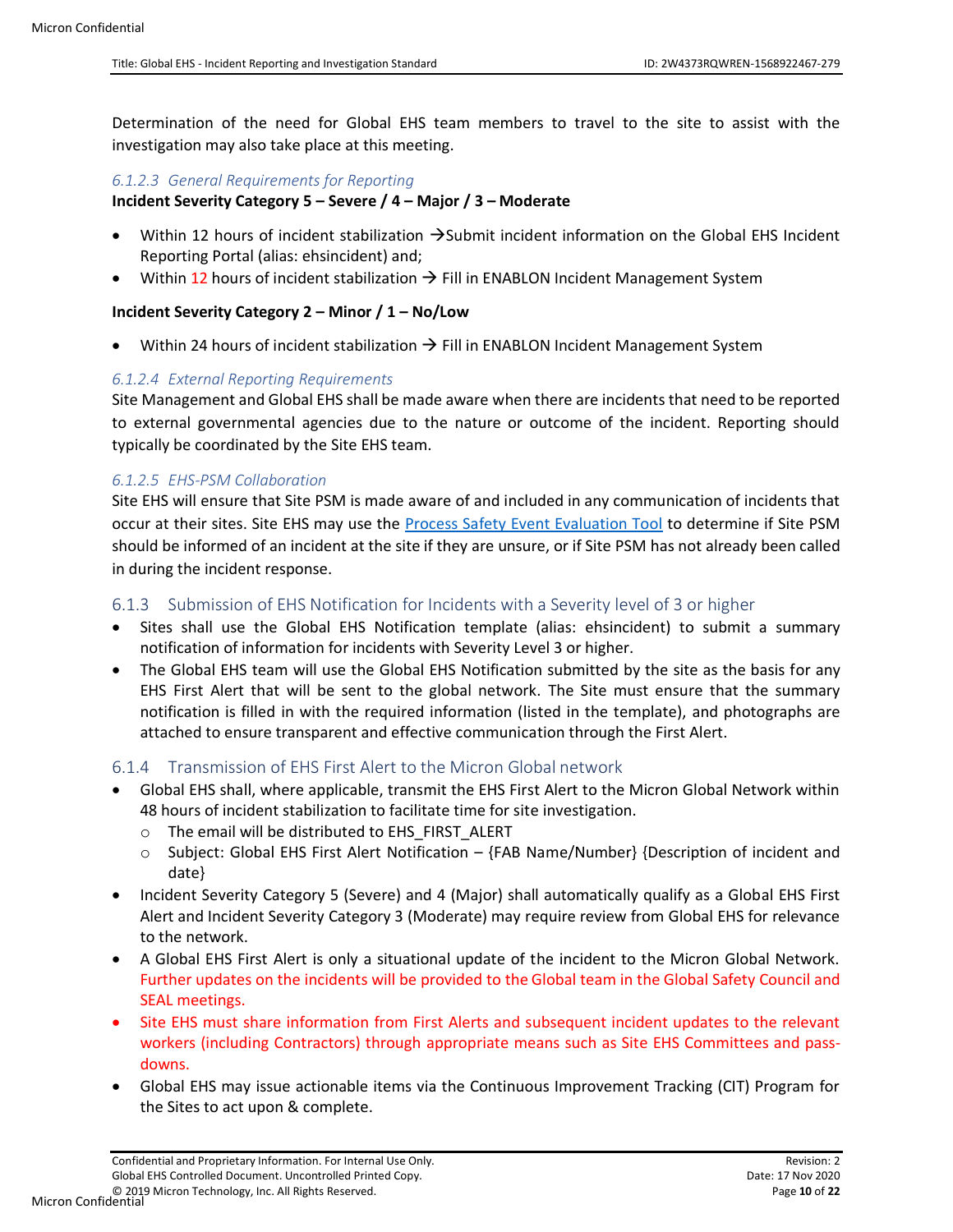Determination of the need for Global EHS team members to travel to the site to assist with the investigation may also take place at this meeting.

#### *6.1.2.3 General Requirements for Reporting*

**Incident Severity Category 5 – Severe / 4 – Major / 3 – Moderate**

- Within 12 hours of incident stabilization → Submit incident information on the Global EHS Incident Reporting Portal (alias: ehsincident) and;
- Within 12 hours of incident stabilization → Fill in ENABLON Incident Management System

**Incident Severity Category 2 – Minor / 1 – No/Low**

- Within 24 hours of incident stabilization → Fill in ENABLON Incident Management System

#### *6.1.2.4 External Reporting Requirements*

Site Management and Global EHS shall be made aware when there are incidents that need to be reported to external governmental agencies due to the nature or outcome of the incident. Reporting should typically be coordinated by the Site EHS team.

#### *6.1.2.5 EHS-PSM Collaboration*

Site EHS will ensure that Site PSM is made aware of and included in any communication of incidents that occur at their sites. Site EHS may use the Process Safety Event Evaluation Tool to determine if Site PSM should be informed of an incident at the site if they are unsure, or if Site PSM has not already been called in during the incident response.

### 6.1.3 Submission of EHS Notification for Incidents with a Severity level of 3 or higher

- Sites shall use the Global EHS Notification template (alias: ehsincident) to submit a summary notification of information for incidents with Severity Level 3 or higher.
- The Global EHS team will use the Global EHS Notification submitted by the site as the basis for any EHS First Alert that will be sent to the global network. The Site must ensure that the summary notification is filled in with the required information (listed in the template), and photographs are attached to ensure transparent and effective communication through the First Alert.

### 6.1.4 Transmission of EHS First Alert to the Micron Global network

- Global EHS shall, where applicable, transmit the EHS First Alert to the Micron Global Network within 48 hours of incident stabilization to facilitate time for site investigation.
  - The email will be distributed to EHS_FIRST_ALERT
  - Subject: Global EHS First Alert Notification – {FAB Name/Number} {Description of incident and date}
- Incident Severity Category 5 (Severe) and 4 (Major) shall automatically qualify as a Global EHS First Alert and Incident Severity Category 3 (Moderate) may require review from Global EHS for relevance to the network.
- A Global EHS First Alert is only a situational update of the incident to the Micron Global Network. Further updates on the incidents will be provided to the Global team in the Global Safety Council and SEAL meetings.
- Site EHS must share information from First Alerts and subsequent incident updates to the relevant workers (including Contractors) through appropriate means such as Site EHS Committees and pass-downs.
- Global EHS may issue actionable items via the Continuous Improvement Tracking (CIT) Program for the Sites to act upon & complete.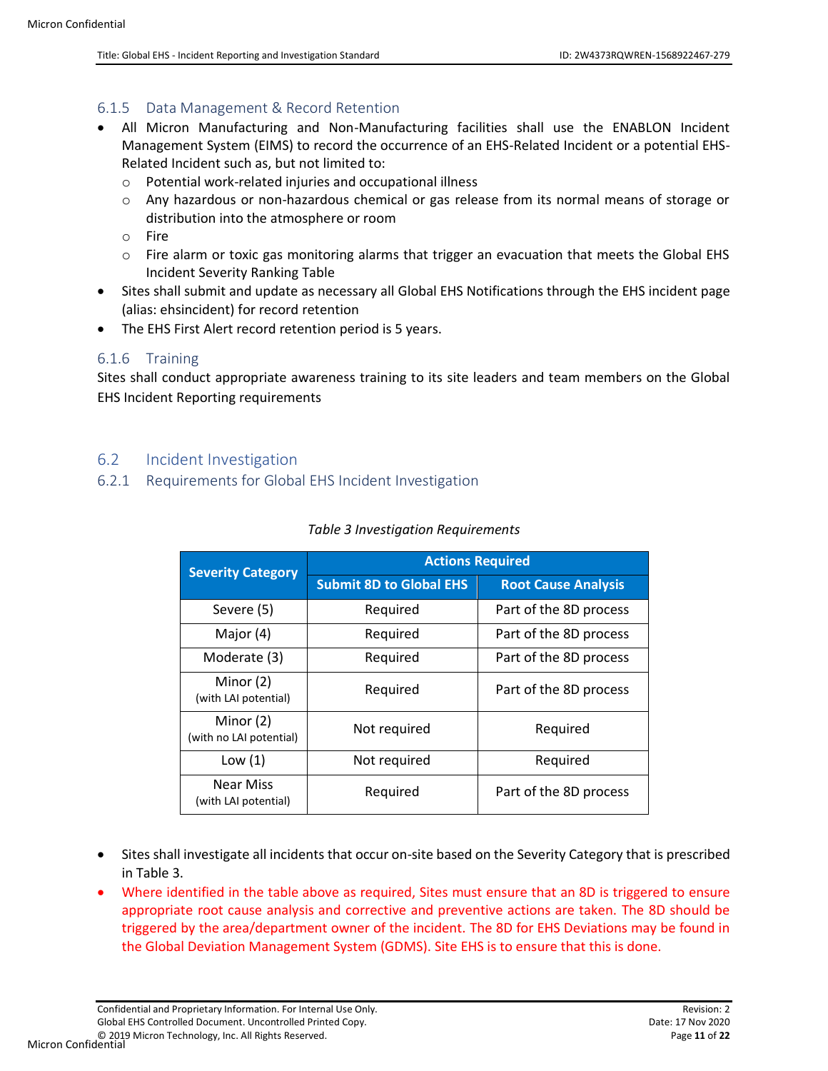### 6.1.5 Data Management & Record Retention

- All Micron Manufacturing and Non-Manufacturing facilities shall use the ENABLON Incident Management System (EIMS) to record the occurrence of an EHS-Related Incident or a potential EHS-Related Incident such as, but not limited to:
  - Potential work-related injuries and occupational illness
  - Any hazardous or non-hazardous chemical or gas release from its normal means of storage or distribution into the atmosphere or room
  - Fire
  - Fire alarm or toxic gas monitoring alarms that trigger an evacuation that meets the Global EHS Incident Severity Ranking Table
- Sites shall submit and update as necessary all Global EHS Notifications through the EHS incident page (alias: ehsincident) for record retention
- The EHS First Alert record retention period is 5 years.

### 6.1.6 Training

Sites shall conduct appropriate awareness training to its site leaders and team members on the Global EHS Incident Reporting requirements

## 6.2 Incident Investigation

### 6.2.1 Requirements for Global EHS Incident Investigation

*Table 3 Investigation Requirements*

| Severity Category | Actions Required | |
|---|---|---|
| | Submit 8D to Global EHS | Root Cause Analysis |
| Severe (5) | Required | Part of the 8D process |
| Major (4) | Required | Part of the 8D process |
| Moderate (3) | Required | Part of the 8D process |
| Minor (2) (with LAI potential) | Required | Part of the 8D process |
| Minor (2) (with no LAI potential) | Not required | Required |
| Low (1) | Not required | Required |
| Near Miss (with LAI potential) | Required | Part of the 8D process |

- Sites shall investigate all incidents that occur on-site based on the Severity Category that is prescribed in Table 3.
- Where identified in the table above as required, Sites must ensure that an 8D is triggered to ensure appropriate root cause analysis and corrective and preventive actions are taken. The 8D should be triggered by the area/department owner of the incident. The 8D for EHS Deviations may be found in the Global Deviation Management System (GDMS). Site EHS is to ensure that this is done.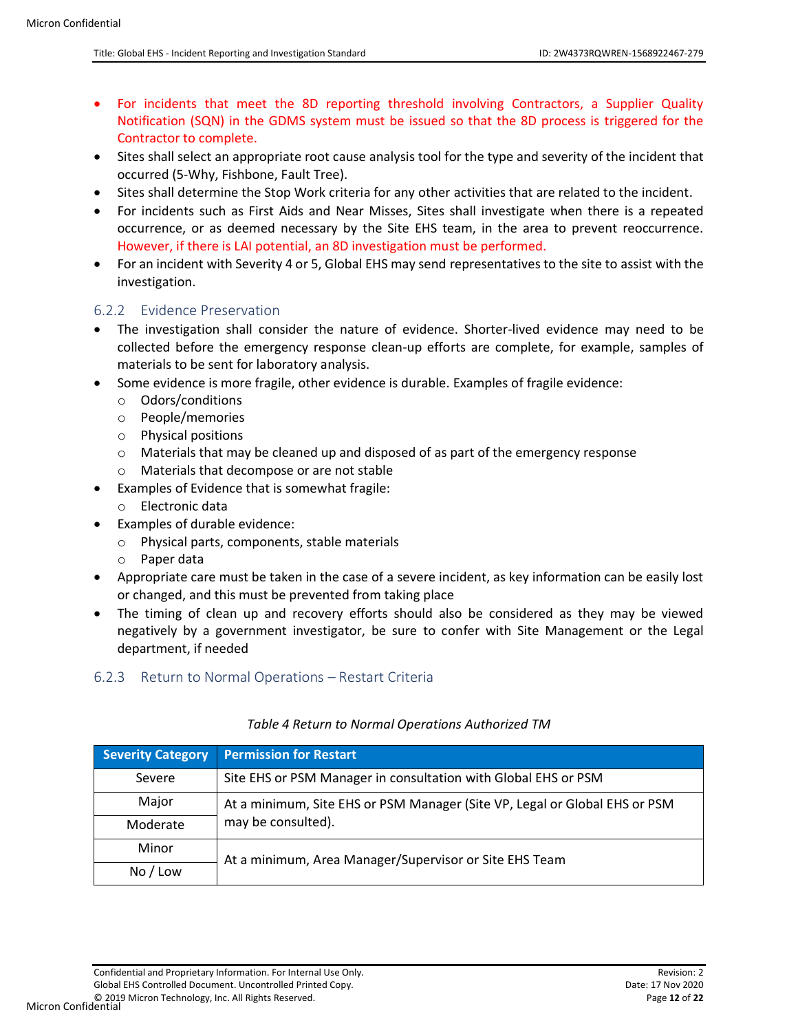- For incidents that meet the 8D reporting threshold involving Contractors, a Supplier Quality Notification (SQN) in the GDMS system must be issued so that the 8D process is triggered for the Contractor to complete.
- Sites shall select an appropriate root cause analysis tool for the type and severity of the incident that occurred (5-Why, Fishbone, Fault Tree).
- Sites shall determine the Stop Work criteria for any other activities that are related to the incident.
- For incidents such as First Aids and Near Misses, Sites shall investigate when there is a repeated occurrence, or as deemed necessary by the Site EHS team, in the area to prevent reoccurrence. However, if there is LAI potential, an 8D investigation must be performed.
- For an incident with Severity 4 or 5, Global EHS may send representatives to the site to assist with the investigation.

### 6.2.2 Evidence Preservation

- The investigation shall consider the nature of evidence. Shorter-lived evidence may need to be collected before the emergency response clean-up efforts are complete, for example, samples of materials to be sent for laboratory analysis.
- Some evidence is more fragile, other evidence is durable. Examples of fragile evidence:
    - Odors/conditions
    - People/memories
    - Physical positions
    - Materials that may be cleaned up and disposed of as part of the emergency response
    - Materials that decompose or are not stable
- Examples of Evidence that is somewhat fragile:
    - Electronic data
- Examples of durable evidence:
    - Physical parts, components, stable materials
    - Paper data
- Appropriate care must be taken in the case of a severe incident, as key information can be easily lost or changed, and this must be prevented from taking place
- The timing of clean up and recovery efforts should also be considered as they may be viewed negatively by a government investigator, be sure to confer with Site Management or the Legal department, if needed

### 6.2.3 Return to Normal Operations – Restart Criteria

*Table 4 Return to Normal Operations Authorized TM*

| Severity Category | Permission for Restart |
|---|---|
| Severe | Site EHS or PSM Manager in consultation with Global EHS or PSM |
| Major | At a minimum, Site EHS or PSM Manager (Site VP, Legal or Global EHS or PSM may be consulted). |
| Moderate | |
| Minor | At a minimum, Area Manager/Supervisor or Site EHS Team |
| No / Low | |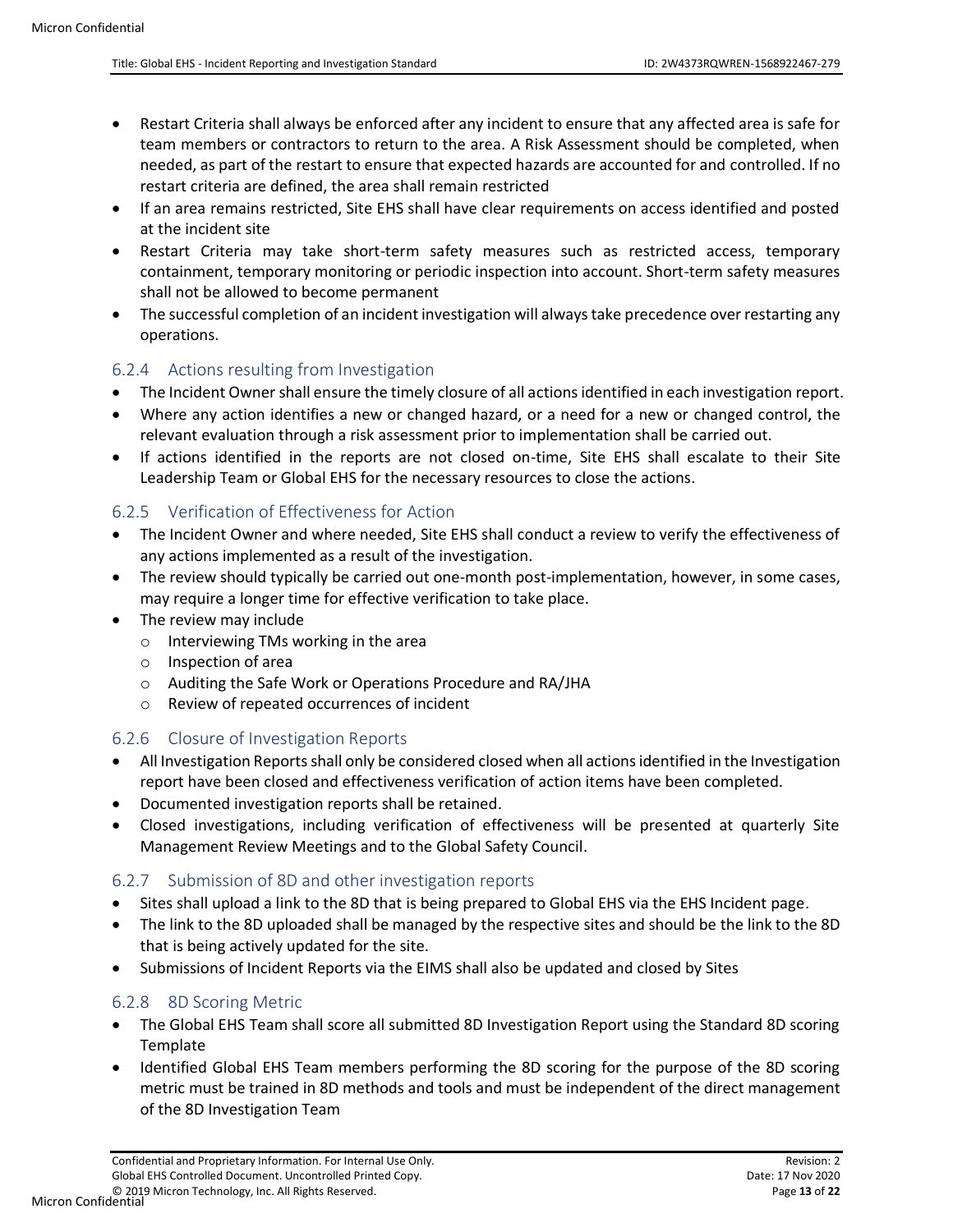- Restart Criteria shall always be enforced after any incident to ensure that any affected area is safe for team members or contractors to return to the area. A Risk Assessment should be completed, when needed, as part of the restart to ensure that expected hazards are accounted for and controlled. If no restart criteria are defined, the area shall remain restricted
- If an area remains restricted, Site EHS shall have clear requirements on access identified and posted at the incident site
- Restart Criteria may take short-term safety measures such as restricted access, temporary containment, temporary monitoring or periodic inspection into account. Short-term safety measures shall not be allowed to become permanent
- The successful completion of an incident investigation will always take precedence over restarting any operations.

### 6.2.4 Actions resulting from Investigation

- The Incident Owner shall ensure the timely closure of all actions identified in each investigation report.
- Where any action identifies a new or changed hazard, or a need for a new or changed control, the relevant evaluation through a risk assessment prior to implementation shall be carried out.
- If actions identified in the reports are not closed on-time, Site EHS shall escalate to their Site Leadership Team or Global EHS for the necessary resources to close the actions.

### 6.2.5 Verification of Effectiveness for Action

- The Incident Owner and where needed, Site EHS shall conduct a review to verify the effectiveness of any actions implemented as a result of the investigation.
- The review should typically be carried out one-month post-implementation, however, in some cases, may require a longer time for effective verification to take place.
- The review may include
  - Interviewing TMs working in the area
  - Inspection of area
  - Auditing the Safe Work or Operations Procedure and RA/JHA
  - Review of repeated occurrences of incident

### 6.2.6 Closure of Investigation Reports

- All Investigation Reports shall only be considered closed when all actions identified in the Investigation report have been closed and effectiveness verification of action items have been completed.
- Documented investigation reports shall be retained.
- Closed investigations, including verification of effectiveness will be presented at quarterly Site Management Review Meetings and to the Global Safety Council.

### 6.2.7 Submission of 8D and other investigation reports

- Sites shall upload a link to the 8D that is being prepared to Global EHS via the EHS Incident page.
- The link to the 8D uploaded shall be managed by the respective sites and should be the link to the 8D that is being actively updated for the site.
- Submissions of Incident Reports via the EIMS shall also be updated and closed by Sites

### 6.2.8 8D Scoring Metric

- The Global EHS Team shall score all submitted 8D Investigation Report using the Standard 8D scoring Template
- Identified Global EHS Team members performing the 8D scoring for the purpose of the 8D scoring metric must be trained in 8D methods and tools and must be independent of the direct management of the 8D Investigation Team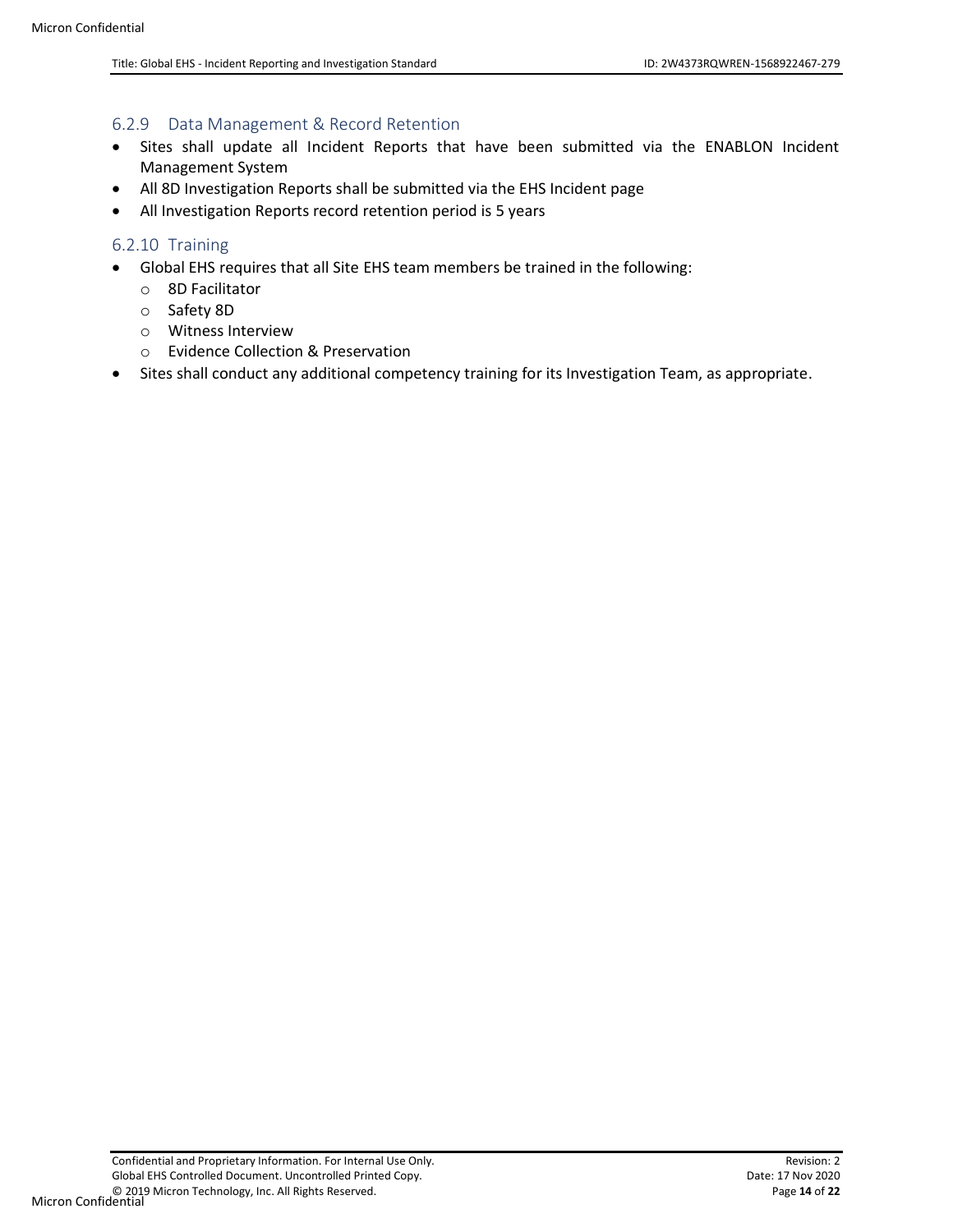### 6.2.9 Data Management & Record Retention

- Sites shall update all Incident Reports that have been submitted via the ENABLON Incident Management System
- All 8D Investigation Reports shall be submitted via the EHS Incident page
- All Investigation Reports record retention period is 5 years

### 6.2.10 Training

- Global EHS requires that all Site EHS team members be trained in the following:
  - 8D Facilitator
  - Safety 8D
  - Witness Interview
  - Evidence Collection & Preservation
- Sites shall conduct any additional competency training for its Investigation Team, as appropriate.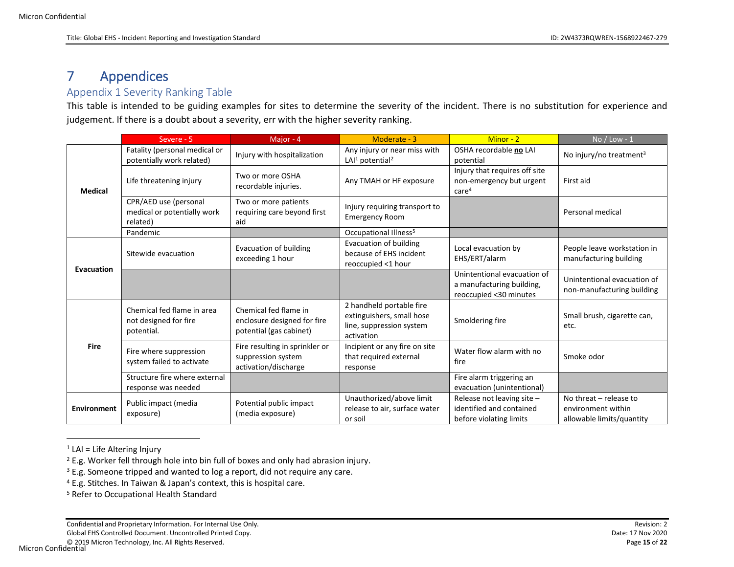# 7 Appendices

## Appendix 1 Severity Ranking Table

This table is intended to be guiding examples for sites to determine the severity of the incident. There is no substitution for experience and judgement. If there is a doubt about a severity, err with the higher severity ranking.

| | Severe - 5 | Major - 4 | Moderate - 3 | Minor - 2 | No / Low - 1 |
|---|---|---|---|---|---|
| **Medical** | Fatality (personal medical or potentially work related) | Injury with hospitalization | Any injury or near miss with LAI[1] potential[2] | OSHA recordable **no** LAI potential | No injury/no treatment[3] |
| | Life threatening injury | Two or more OSHA recordable injuries. | Any TMAH or HF exposure | Injury that requires off site non-emergency but urgent care[4] | First aid |
| | CPR/AED use (personal medical or potentially work related) | Two or more patients requiring care beyond first aid | Injury requiring transport to Emergency Room | | Personal medical |
| | Pandemic | | Occupational Illness[5] | | |
| **Evacuation** | Sitewide evacuation | Evacuation of building exceeding 1 hour | Evacuation of building because of EHS incident reoccupied <1 hour | Local evacuation by EHS/ERT/alarm | People leave workstation in manufacturing building |
| | | | | Unintentional evacuation of a manufacturing building, reoccupied <30 minutes | Unintentional evacuation of non-manufacturing building |
| **Fire** | Chemical fed flame in area not designed for fire potential. | Chemical fed flame in enclosure designed for fire potential (gas cabinet) | 2 handheld portable fire extinguishers, small hose line, suppression system activation | Smoldering fire | Small brush, cigarette can, etc. |
| | Fire where suppression system failed to activate | Fire resulting in sprinkler or suppression system activation/discharge | Incipient or any fire on site that required external response | Water flow alarm with no fire | Smoke odor |
| | Structure fire where external response was needed | | | Fire alarm triggering an evacuation (unintentional) | |
| **Environment** | Public impact (media exposure) | Potential public impact (media exposure) | Unauthorized/above limit release to air, surface water or soil | Release not leaving site – identified and contained before violating limits | No threat – release to environment within allowable limits/quantity |

[1] LAI = Life Altering Injury

[2] E.g. Worker fell through hole into bin full of boxes and only had abrasion injury.

[3] E.g. Someone tripped and wanted to log a report, did not require any care.

[4] E.g. Stitches. In Taiwan & Japan's context, this is hospital care.

[5] Refer to Occupational Health Standard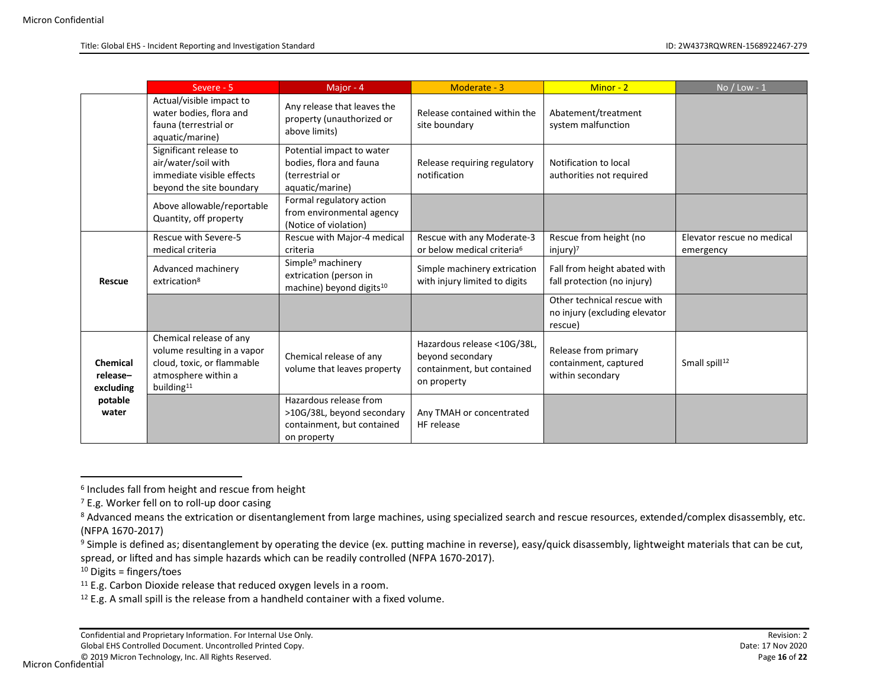| | Severe - 5 | Major - 4 | Moderate - 3 | Minor - 2 | No / Low - 1 |
|---|---|---|---|---|---|
| | Actual/visible impact to water bodies, flora and fauna (terrestrial or aquatic/marine) | Any release that leaves the property (unauthorized or above limits) | Release contained within the site boundary | Abatement/treatment system malfunction | |
| | Significant release to air/water/soil with immediate visible effects beyond the site boundary | Potential impact to water bodies, flora and fauna (terrestrial or aquatic/marine) | Release requiring regulatory notification | Notification to local authorities not required | |
| | Above allowable/reportable Quantity, off property | Formal regulatory action from environmental agency (Notice of violation) | | | |
| **Rescue** | Rescue with Severe-5 medical criteria | Rescue with Major-4 medical criteria | Rescue with any Moderate-3 or below medical criteria[6] | Rescue from height (no injury)[7] | Elevator rescue no medical emergency |
| | Advanced machinery extrication[8] | Simple[9] machinery extrication (person in machine) beyond digits[10] | Simple machinery extrication with injury limited to digits | Fall from height abated with fall protection (no injury) | |
| | | | | Other technical rescue with no injury (excluding elevator rescue) | |
| **Chemical release– excluding potable water** | Chemical release of any volume resulting in a vapor cloud, toxic, or flammable atmosphere within a building[11] | Chemical release of any volume that leaves property | Hazardous release <10G/38L, beyond secondary containment, but contained on property | Release from primary containment, captured within secondary | Small spill[12] |
| | | Hazardous release from >10G/38L, beyond secondary containment, but contained on property | Any TMAH or concentrated HF release | | |

[6] Includes fall from height and rescue from height

[7] E.g. Worker fell on to roll-up door casing

[8] Advanced means the extrication or disentanglement from large machines, using specialized search and rescue resources, extended/complex disassembly, etc. (NFPA 1670-2017)

[9] Simple is defined as; disentanglement by operating the device (ex. putting machine in reverse), easy/quick disassembly, lightweight materials that can be cut, spread, or lifted and has simple hazards which can be readily controlled (NFPA 1670-2017).

[10] Digits = fingers/toes

[11] E.g. Carbon Dioxide release that reduced oxygen levels in a room.

[12] E.g. A small spill is the release from a handheld container with a fixed volume.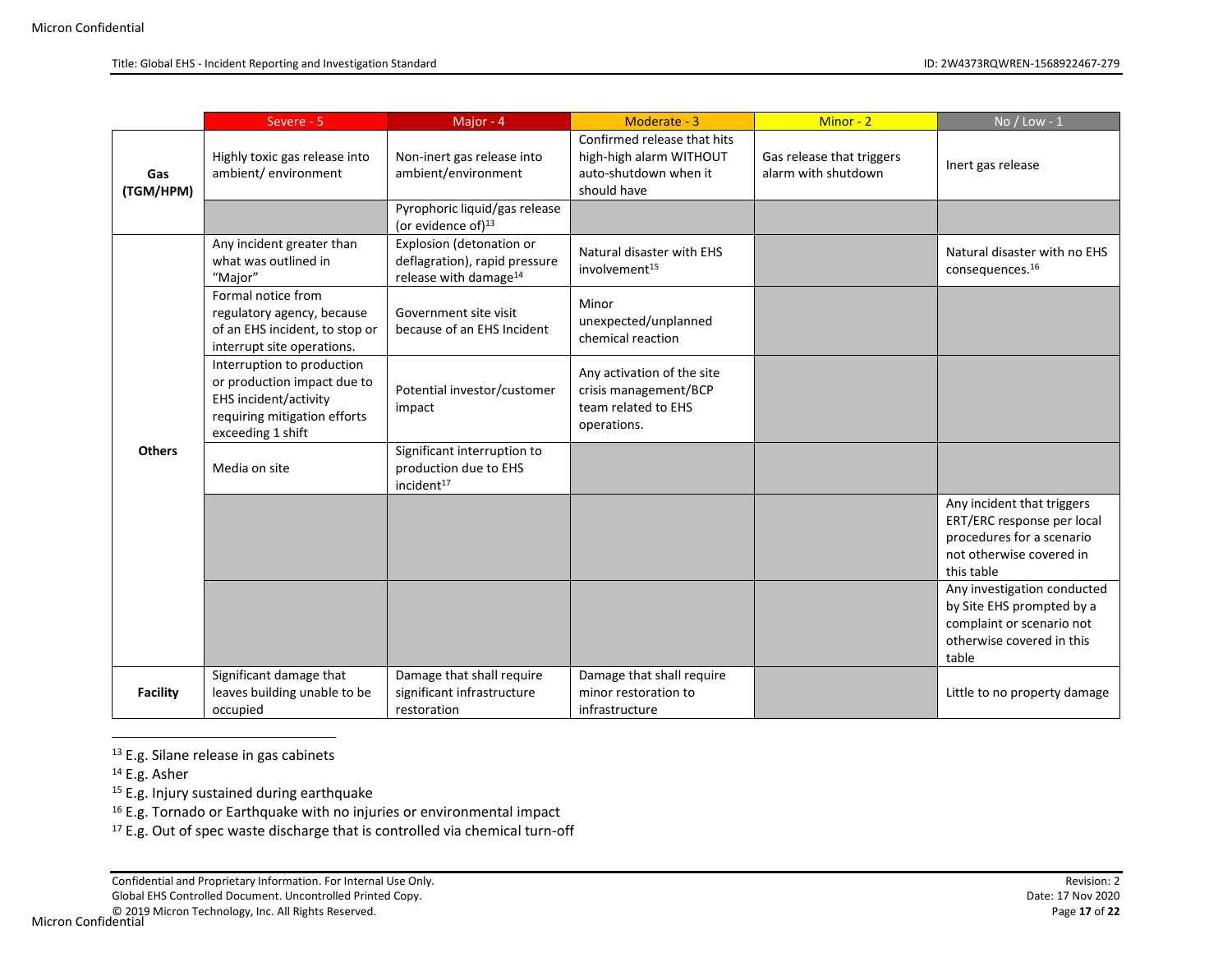| | Severe - 5 | Major - 4 | Moderate - 3 | Minor - 2 | No / Low - 1 |
|---|---|---|---|---|---|
| **Gas (TGM/HPM)** | Highly toxic gas release into ambient/ environment | Non-inert gas release into ambient/environment | Confirmed release that hits high-high alarm WITHOUT auto-shutdown when it should have | Gas release that triggers alarm with shutdown | Inert gas release |
| | | Pyrophoric liquid/gas release (or evidence of)[13] | | | |
| **Others** | Any incident greater than what was outlined in "Major" | Explosion (detonation or deflagration), rapid pressure release with damage[14] | Natural disaster with EHS involvement[15] | | Natural disaster with no EHS consequences.[16] |
| | Formal notice from regulatory agency, because of an EHS incident, to stop or interrupt site operations. | Government site visit because of an EHS Incident | Minor unexpected/unplanned chemical reaction | | |
| | Interruption to production or production impact due to EHS incident/activity requiring mitigation efforts exceeding 1 shift | Potential investor/customer impact | Any activation of the site crisis management/BCP team related to EHS operations. | | |
| | Media on site | Significant interruption to production due to EHS incident[17] | | | |
| | | | | | Any incident that triggers ERT/ERC response per local procedures for a scenario not otherwise covered in this table |
| | | | | | Any investigation conducted by Site EHS prompted by a complaint or scenario not otherwise covered in this table |
| **Facility** | Significant damage that leaves building unable to be occupied | Damage that shall require significant infrastructure restoration | Damage that shall require minor restoration to infrastructure | | Little to no property damage |

[13] E.g. Silane release in gas cabinets

[14] E.g. Asher

[15] E.g. Injury sustained during earthquake

[16] E.g. Tornado or Earthquake with no injuries or environmental impact

[17] E.g. Out of spec waste discharge that is controlled via chemical turn-off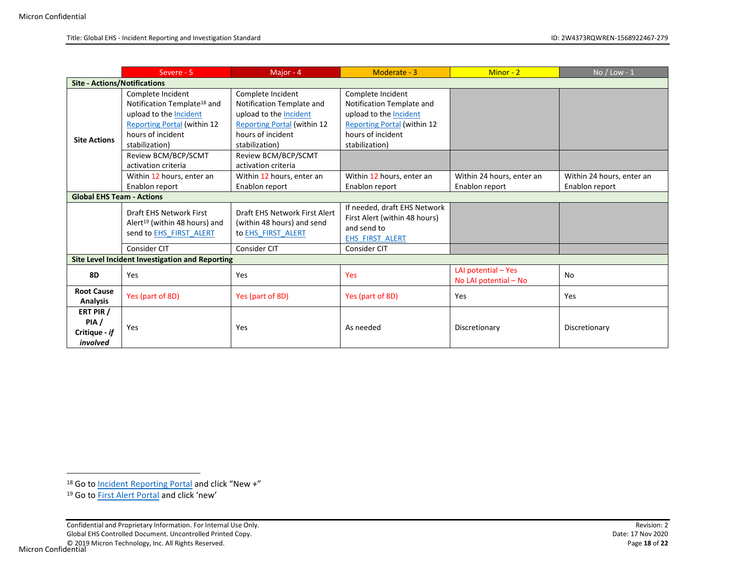| | Severe - 5 | Major - 4 | Moderate - 3 | Minor - 2 | No / Low - 1 |
|---|---|---|---|---|---|
| **Site - Actions/Notifications** | | | | | |
| **Site Actions** | Complete Incident Notification Template[18] and upload to the Incident Reporting Portal (within 12 hours of incident stabilization) | Complete Incident Notification Template and upload to the Incident Reporting Portal (within 12 hours of incident stabilization) | Complete Incident Notification Template and upload to the Incident Reporting Portal (within 12 hours of incident stabilization) | | |
| | Review BCM/BCP/SCMT activation criteria | Review BCM/BCP/SCMT activation criteria | | | |
| | Within 12 hours, enter an Enablon report | Within 12 hours, enter an Enablon report | Within 12 hours, enter an Enablon report | Within 24 hours, enter an Enablon report | Within 24 hours, enter an Enablon report |
| **Global EHS Team - Actions** | | | | | |
| | Draft EHS Network First Alert[19] (within 48 hours) and send to EHS_FIRST_ALERT | Draft EHS Network First Alert (within 48 hours) and send to EHS_FIRST_ALERT | If needed, draft EHS Network First Alert (within 48 hours) and send to EHS_FIRST_ALERT | | |
| | Consider CIT | Consider CIT | Consider CIT | | |
| **Site Level Incident Investigation and Reporting** | | | | | |
| **8D** | Yes | Yes | Yes | LAI potential – Yes<br>No LAI potential – No | No |
| **Root Cause Analysis** | Yes (part of 8D) | Yes (part of 8D) | Yes (part of 8D) | Yes | Yes |
| **ERT PIR / PIA / Critique - *if involved*** | Yes | Yes | As needed | Discretionary | Discretionary |

[18] Go to Incident Reporting Portal and click "New +"

[19] Go to First Alert Portal and click 'new'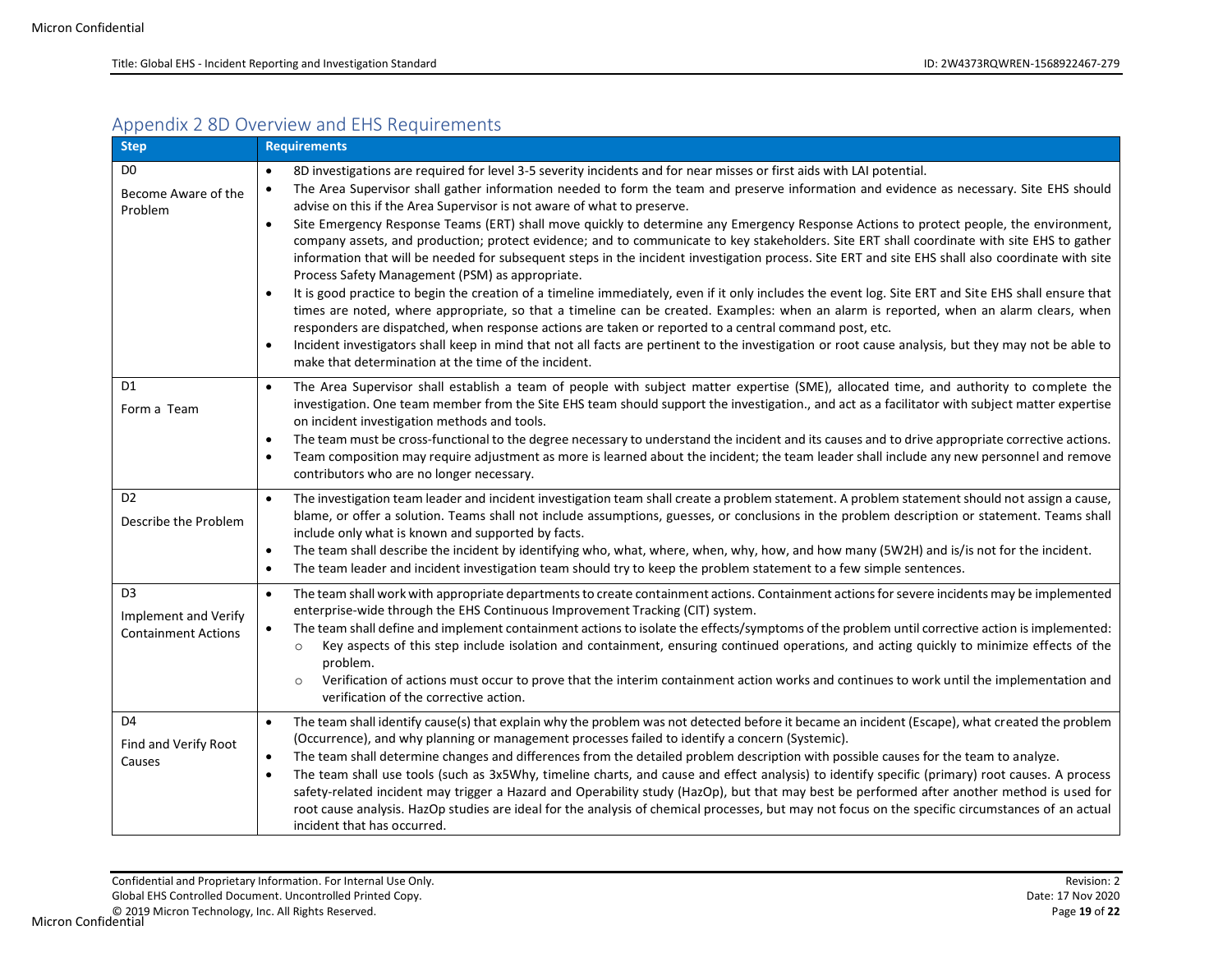## Appendix 2 8D Overview and EHS Requirements

| Step | Requirements |
|---|---|
| D0<br>Become Aware of the Problem | • 8D investigations are required for level 3-5 severity incidents and for near misses or first aids with LAI potential.<br>• The Area Supervisor shall gather information needed to form the team and preserve information and evidence as necessary. Site EHS should advise on this if the Area Supervisor is not aware of what to preserve.<br>• Site Emergency Response Teams (ERT) shall move quickly to determine any Emergency Response Actions to protect people, the environment, company assets, and production; protect evidence; and to communicate to key stakeholders. Site ERT shall coordinate with site EHS to gather information that will be needed for subsequent steps in the incident investigation process. Site ERT and site EHS shall also coordinate with site Process Safety Management (PSM) as appropriate.<br>• It is good practice to begin the creation of a timeline immediately, even if it only includes the event log. Site ERT and Site EHS shall ensure that times are noted, where appropriate, so that a timeline can be created. Examples: when an alarm is reported, when an alarm clears, when responders are dispatched, when response actions are taken or reported to a central command post, etc.<br>• Incident investigators shall keep in mind that not all facts are pertinent to the investigation or root cause analysis, but they may not be able to make that determination at the time of the incident. |
| D1<br>Form a Team | • The Area Supervisor shall establish a team of people with subject matter expertise (SME), allocated time, and authority to complete the investigation. One team member from the Site EHS team should support the investigation., and act as a facilitator with subject matter expertise on incident investigation methods and tools.<br>• The team must be cross-functional to the degree necessary to understand the incident and its causes and to drive appropriate corrective actions.<br>• Team composition may require adjustment as more is learned about the incident; the team leader shall include any new personnel and remove contributors who are no longer necessary. |
| D2<br>Describe the Problem | • The investigation team leader and incident investigation team shall create a problem statement. A problem statement should not assign a cause, blame, or offer a solution. Teams shall not include assumptions, guesses, or conclusions in the problem description or statement. Teams shall include only what is known and supported by facts.<br>• The team shall describe the incident by identifying who, what, where, when, why, how, and how many (5W2H) and is/is not for the incident.<br>• The team leader and incident investigation team should try to keep the problem statement to a few simple sentences. |
| D3<br>Implement and Verify Containment Actions | • The team shall work with appropriate departments to create containment actions. Containment actions for severe incidents may be implemented enterprise-wide through the EHS Continuous Improvement Tracking (CIT) system.<br>• The team shall define and implement containment actions to isolate the effects/symptoms of the problem until corrective action is implemented:<br>&nbsp;&nbsp;○ Key aspects of this step include isolation and containment, ensuring continued operations, and acting quickly to minimize effects of the problem.<br>&nbsp;&nbsp;○ Verification of actions must occur to prove that the interim containment action works and continues to work until the implementation and verification of the corrective action. |
| D4<br>Find and Verify Root Causes | • The team shall identify cause(s) that explain why the problem was not detected before it became an incident (Escape), what created the problem (Occurrence), and why planning or management processes failed to identify a concern (Systemic).<br>• The team shall determine changes and differences from the detailed problem description with possible causes for the team to analyze.<br>• The team shall use tools (such as 3x5Why, timeline charts, and cause and effect analysis) to identify specific (primary) root causes. A process safety-related incident may trigger a Hazard and Operability study (HazOp), but that may best be performed after another method is used for root cause analysis. HazOp studies are ideal for the analysis of chemical processes, but may not focus on the specific circumstances of an actual incident that has occurred. |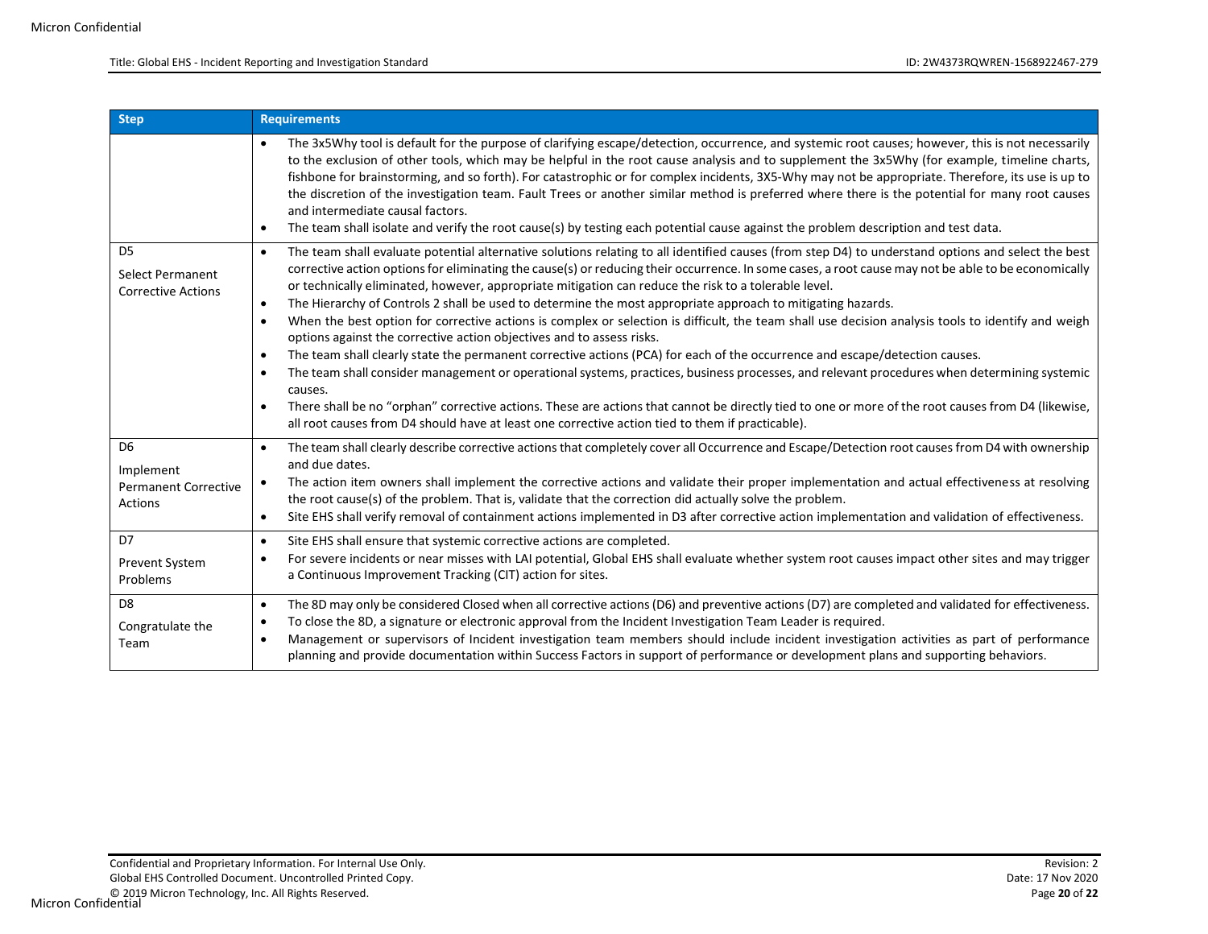| Step | Requirements |
|---|---|
| | • The 3x5Why tool is default for the purpose of clarifying escape/detection, occurrence, and systemic root causes; however, this is not necessarily to the exclusion of other tools, which may be helpful in the root cause analysis and to supplement the 3x5Why (for example, timeline charts, fishbone for brainstorming, and so forth). For catastrophic or for complex incidents, 3X5-Why may not be appropriate. Therefore, its use is up to the discretion of the investigation team. Fault Trees or another similar method is preferred where there is the potential for many root causes and intermediate causal factors.<br>• The team shall isolate and verify the root cause(s) by testing each potential cause against the problem description and test data. |
| D5<br>Select Permanent Corrective Actions | • The team shall evaluate potential alternative solutions relating to all identified causes (from step D4) to understand options and select the best corrective action options for eliminating the cause(s) or reducing their occurrence. In some cases, a root cause may not be able to be economically or technically eliminated, however, appropriate mitigation can reduce the risk to a tolerable level.<br>• The Hierarchy of Controls 2 shall be used to determine the most appropriate approach to mitigating hazards.<br>• When the best option for corrective actions is complex or selection is difficult, the team shall use decision analysis tools to identify and weigh options against the corrective action objectives and to assess risks.<br>• The team shall clearly state the permanent corrective actions (PCA) for each of the occurrence and escape/detection causes.<br>• The team shall consider management or operational systems, practices, business processes, and relevant procedures when determining systemic causes.<br>• There shall be no "orphan" corrective actions. These are actions that cannot be directly tied to one or more of the root causes from D4 (likewise, all root causes from D4 should have at least one corrective action tied to them if practicable). |
| D6<br>Implement Permanent Corrective Actions | • The team shall clearly describe corrective actions that completely cover all Occurrence and Escape/Detection root causes from D4 with ownership and due dates.<br>• The action item owners shall implement the corrective actions and validate their proper implementation and actual effectiveness at resolving the root cause(s) of the problem. That is, validate that the correction did actually solve the problem.<br>• Site EHS shall verify removal of containment actions implemented in D3 after corrective action implementation and validation of effectiveness. |
| D7<br>Prevent System Problems | • Site EHS shall ensure that systemic corrective actions are completed.<br>• For severe incidents or near misses with LAI potential, Global EHS shall evaluate whether system root causes impact other sites and may trigger a Continuous Improvement Tracking (CIT) action for sites. |
| D8<br>Congratulate the Team | • The 8D may only be considered Closed when all corrective actions (D6) and preventive actions (D7) are completed and validated for effectiveness.<br>• To close the 8D, a signature or electronic approval from the Incident Investigation Team Leader is required.<br>• Management or supervisors of Incident investigation team members should include incident investigation activities as part of performance planning and provide documentation within Success Factors in support of performance or development plans and supporting behaviors. |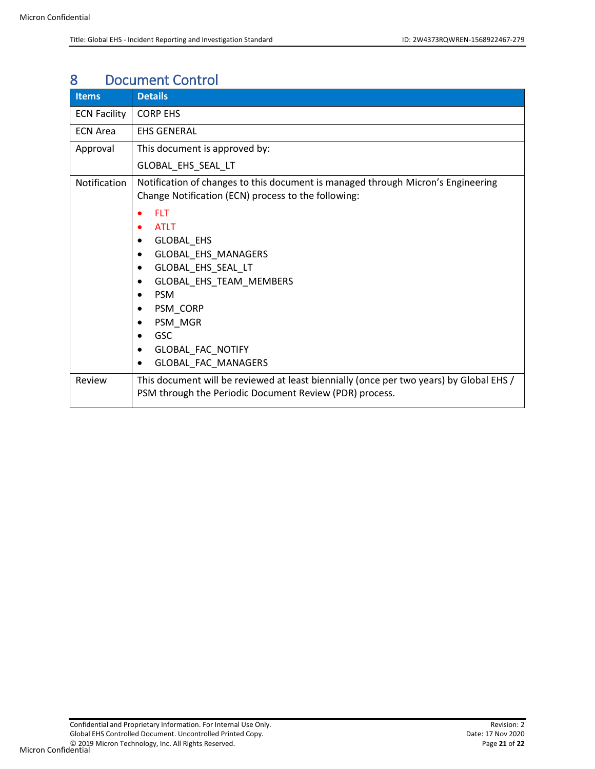# 8 Document Control

| Items | Details |
|---|---|
| ECN Facility | CORP EHS |
| ECN Area | EHS GENERAL |
| Approval | This document is approved by: GLOBAL_EHS_SEAL_LT |
| Notification | Notification of changes to this document is managed through Micron's Engineering Change Notification (ECN) process to the following:<br>• FLT<br>• ATLT<br>• GLOBAL_EHS<br>• GLOBAL_EHS_MANAGERS<br>• GLOBAL_EHS_SEAL_LT<br>• GLOBAL_EHS_TEAM_MEMBERS<br>• PSM<br>• PSM_CORP<br>• PSM_MGR<br>• GSC<br>• GLOBAL_FAC_NOTIFY<br>• GLOBAL_FAC_MANAGERS |
| Review | This document will be reviewed at least biennially (once per two years) by Global EHS / PSM through the Periodic Document Review (PDR) process. |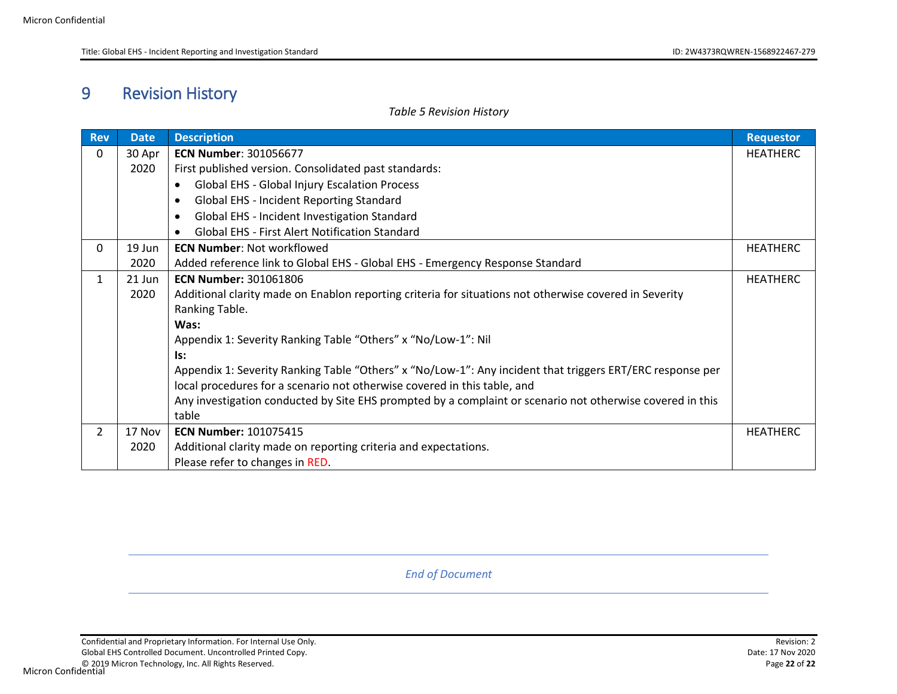# 9 Revision History

*Table 5 Revision History*

| Rev | Date | Description | Requestor |
|---|---|---|---|
| 0 | 30 Apr 2020 | **ECN Number**: 301056677<br>First published version. Consolidated past standards:<br>• Global EHS - Global Injury Escalation Process<br>• Global EHS - Incident Reporting Standard<br>• Global EHS - Incident Investigation Standard<br>• Global EHS - First Alert Notification Standard | HEATHERC |
| 0 | 19 Jun 2020 | **ECN Number**: Not workflowed<br>Added reference link to Global EHS - Global EHS - Emergency Response Standard | HEATHERC |
| 1 | 21 Jun 2020 | **ECN Number:** 301061806<br>Additional clarity made on Enablon reporting criteria for situations not otherwise covered in Severity Ranking Table.<br>**Was:**<br>Appendix 1: Severity Ranking Table "Others" x "No/Low-1": Nil<br>**Is:**<br>Appendix 1: Severity Ranking Table "Others" x "No/Low-1": Any incident that triggers ERT/ERC response per local procedures for a scenario not otherwise covered in this table, and<br>Any investigation conducted by Site EHS prompted by a complaint or scenario not otherwise covered in this table | HEATHERC |
| 2 | 17 Nov 2020 | **ECN Number:** 101075415<br>Additional clarity made on reporting criteria and expectations.<br>Please refer to changes in RED. | HEATHERC |

*End of Document*